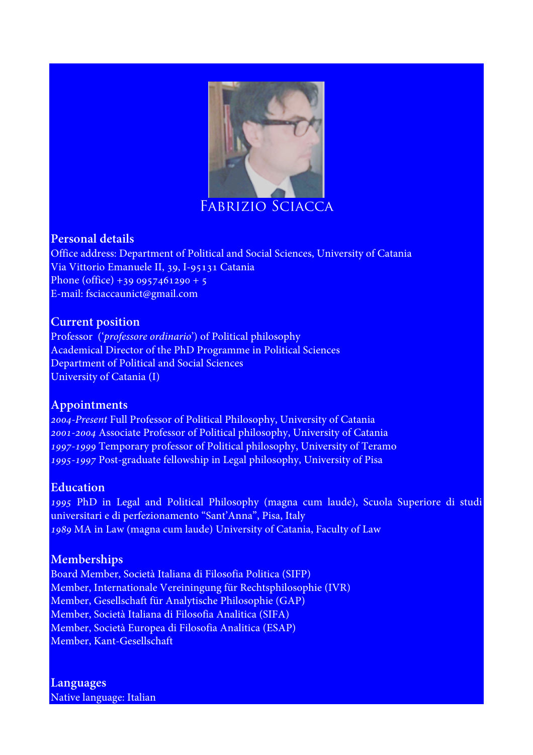# Fabrizio Sciacca

## Personal details

Office address: Department of Political and Social Sciences, University of Catania
Via Vittorio Emanuele II, 39, I-95131 Catania
Phone (office) +39 0957461290 + 5
E-mail: fsciaccaunict@gmail.com

## Current position

Professor (‘*professore ordinario*’) of Political philosophy
Academical Director of the PhD Programme in Political Sciences
Department of Political and Social Sciences
University of Catania (I)

## Appointments

*2004-Present* Full Professor of Political Philosophy, University of Catania
*2001-2004* Associate Professor of Political philosophy, University of Catania
*1997-1999* Temporary professor of Political philosophy, University of Teramo
*1995-1997* Post-graduate fellowship in Legal philosophy, University of Pisa

## Education

*1995* PhD in Legal and Political Philosophy (magna cum laude), Scuola Superiore di studi universitari e di perfezionamento “Sant’Anna”, Pisa, Italy
*1989* MA in Law (magna cum laude) University of Catania, Faculty of Law

## Memberships

Board Member, Società Italiana di Filosofia Politica (SIFP)
Member, Internationale Vereiningung für Rechtsphilosophie (IVR)
Member, Gesellschaft für Analytische Philosophie (GAP)
Member, Società Italiana di Filosofia Analitica (SIFA)
Member, Società Europea di Filosofia Analitica (ESAP)
Member, Kant-Gesellschaft

## Languages

Native language: Italian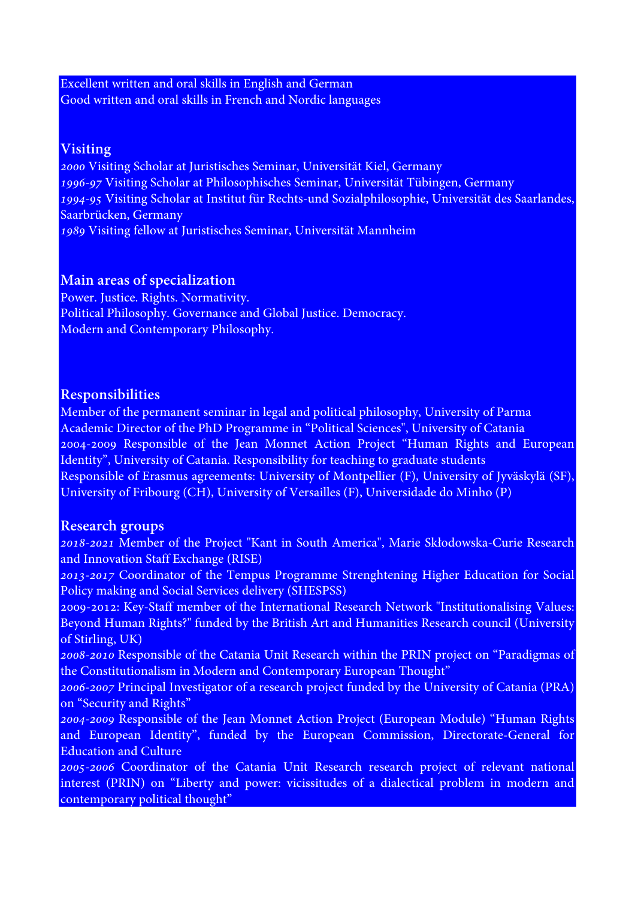Excellent written and oral skills in English and German
Good written and oral skills in French and Nordic languages

## Visiting

*2000* Visiting Scholar at Juristisches Seminar, Universität Kiel, Germany
*1996-97* Visiting Scholar at Philosophisches Seminar, Universität Tübingen, Germany
*1994-95* Visiting Scholar at Institut für Rechts-und Sozialphilosophie, Universität des Saarlandes, Saarbrücken, Germany
*1989* Visiting fellow at Juristisches Seminar, Universität Mannheim

## Main areas of specialization

Power. Justice. Rights. Normativity.
Political Philosophy. Governance and Global Justice. Democracy.
Modern and Contemporary Philosophy.

## Responsibilities

Member of the permanent seminar in legal and political philosophy, University of Parma
Academic Director of the PhD Programme in "Political Sciences", University of Catania
2004-2009 Responsible of the Jean Monnet Action Project "Human Rights and European Identity", University of Catania. Responsibility for teaching to graduate students
Responsible of Erasmus agreements: University of Montpellier (F), University of Jyväskylä (SF), University of Fribourg (CH), University of Versailles (F), Universidade do Minho (P)

## Research groups

*2018-2021* Member of the Project "Kant in South America", Marie Skłodowska-Curie Research and Innovation Staff Exchange (RISE)
*2013-2017* Coordinator of the Tempus Programme Strenghtening Higher Education for Social Policy making and Social Services delivery (SHESPSS)
2009-2012: Key-Staff member of the International Research Network "Institutionalising Values: Beyond Human Rights?" funded by the British Art and Humanities Research council (University of Stirling, UK)
*2008-2010* Responsible of the Catania Unit Research within the PRIN project on "Paradigmas of the Constitutionalism in Modern and Contemporary European Thought"
*2006-2007* Principal Investigator of a research project funded by the University of Catania (PRA) on "Security and Rights"
*2004-2009* Responsible of the Jean Monnet Action Project (European Module) "Human Rights and European Identity", funded by the European Commission, Directorate-General for Education and Culture
*2005-2006* Coordinator of the Catania Unit Research research project of relevant national interest (PRIN) on "Liberty and power: vicissitudes of a dialectical problem in modern and contemporary political thought"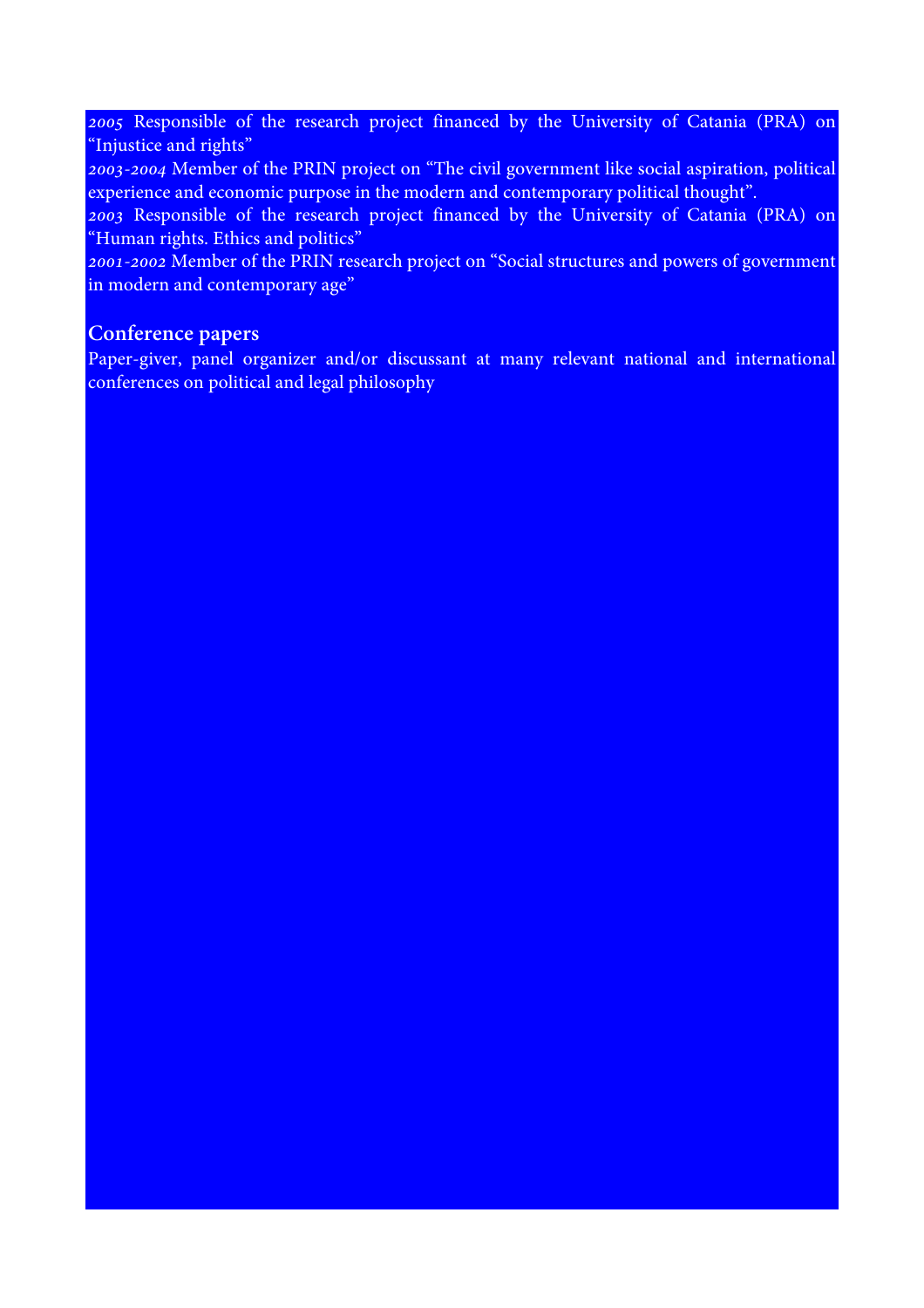*2005* Responsible of the research project financed by the University of Catania (PRA) on "Injustice and rights"
*2003-2004* Member of the PRIN project on "The civil government like social aspiration, political experience and economic purpose in the modern and contemporary political thought".
*2003* Responsible of the research project financed by the University of Catania (PRA) on "Human rights. Ethics and politics"
*2001-2002* Member of the PRIN research project on "Social structures and powers of government in modern and contemporary age"

### Conference papers

Paper-giver, panel organizer and/or discussant at many relevant national and international conferences on political and legal philosophy